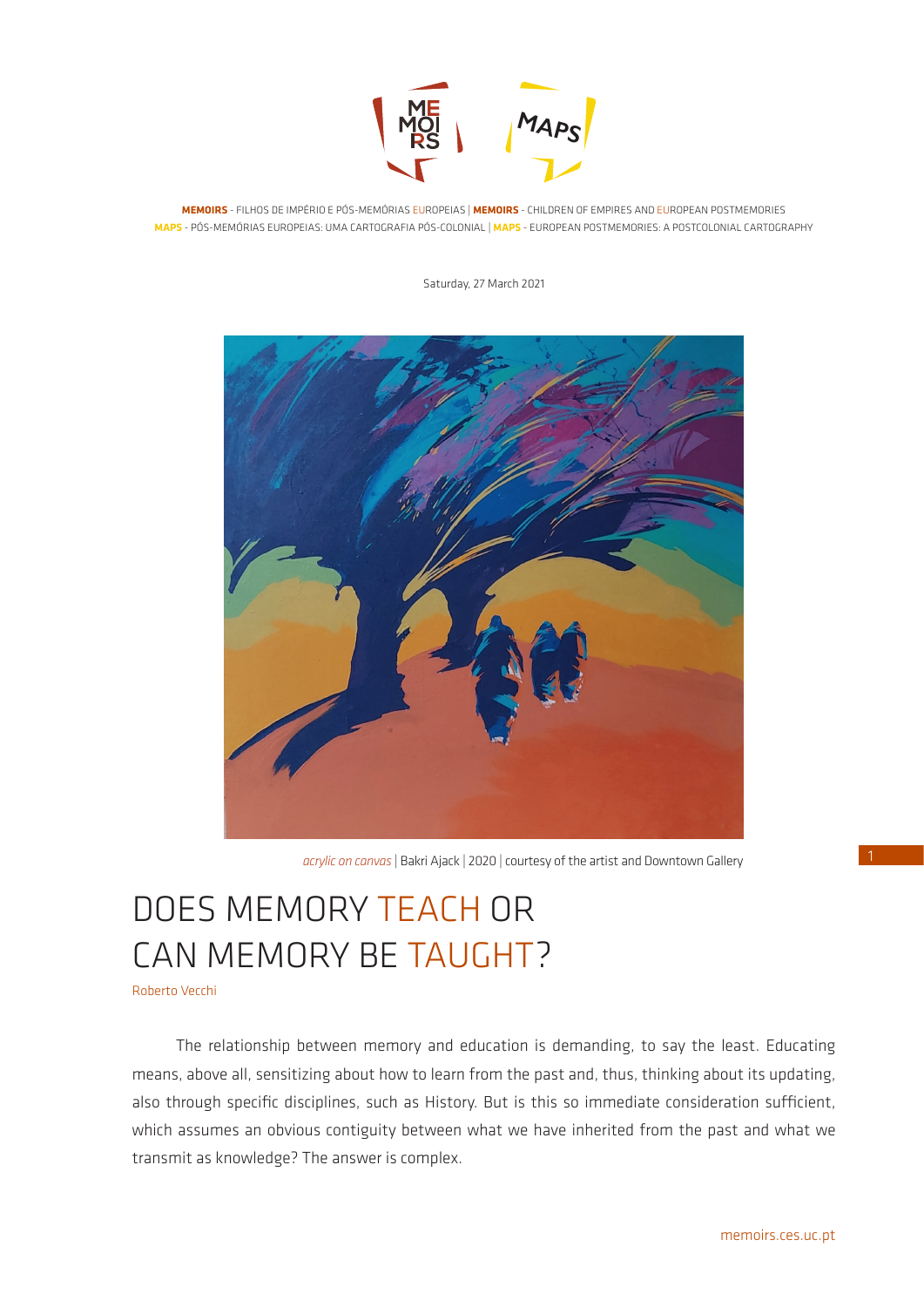**MEMOIRS** - FILHOS DE IMPÉRIO E PÓS-MEMÓRIAS EUROPEIAS | **MEMOIRS** - CHILDREN OF EMPIRES AND EUROPEAN POSTMEMORIES
**MAPS** - PÓS-MEMÓRIAS EUROPEIAS: UMA CARTOGRAFIA PÓS-COLONIAL | **MAPS** - EUROPEAN POSTMEMORIES: A POSTCOLONIAL CARTOGRAPHY

Saturday, 27 March 2021

*acrylic on canvas* | Bakri Ajack | 2020 | courtesy of the artist and Downtown Gallery

# DOES MEMORY TEACH OR CAN MEMORY BE TAUGHT?

Roberto Vecchi

The relationship between memory and education is demanding, to say the least. Educating means, above all, sensitizing about how to learn from the past and, thus, thinking about its updating, also through specific disciplines, such as History. But is this so immediate consideration sufficient, which assumes an obvious contiguity between what we have inherited from the past and what we transmit as knowledge? The answer is complex.

memoirs.ces.uc.pt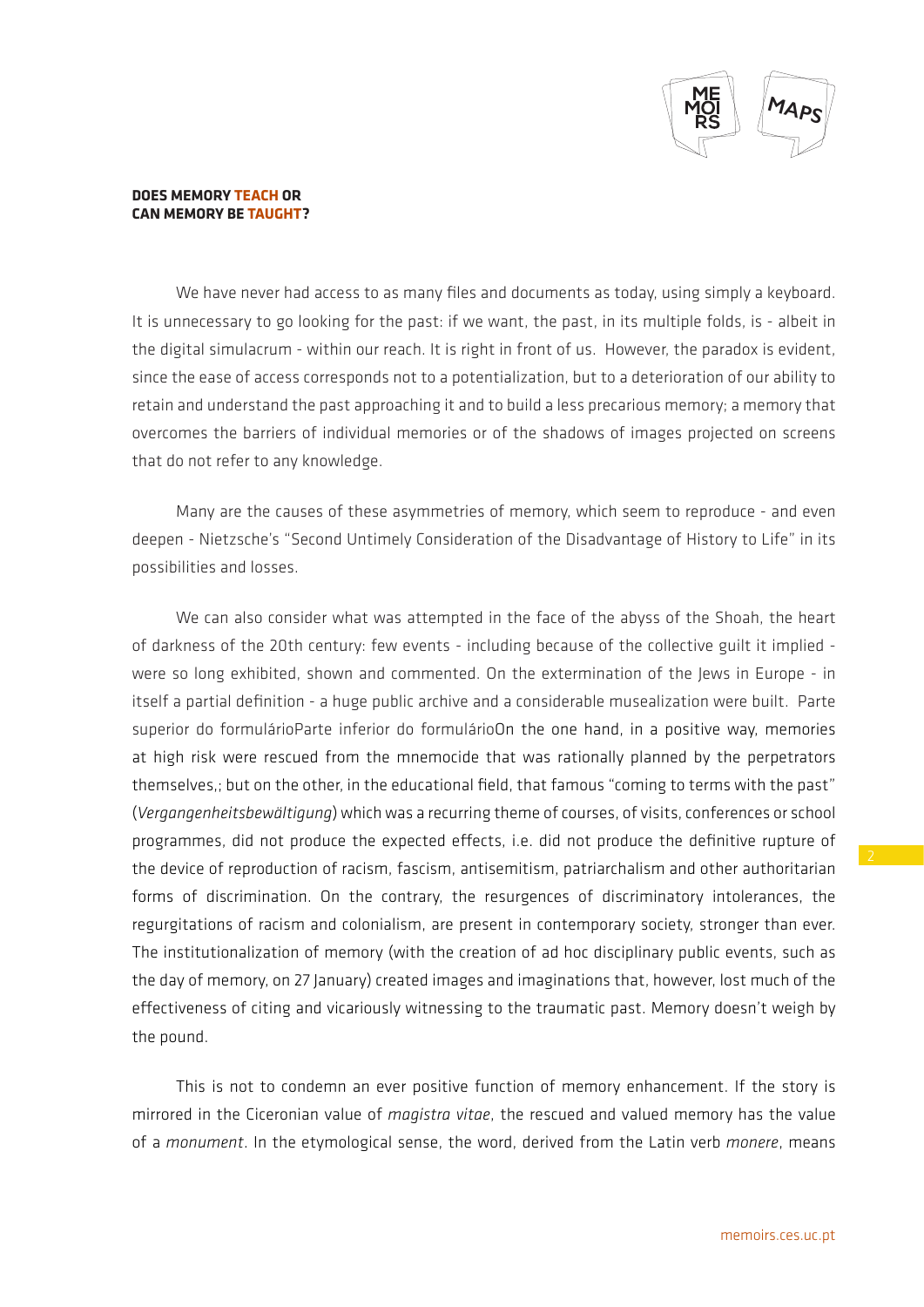**DOES MEMORY TEACH OR CAN MEMORY BE TAUGHT?**

We have never had access to as many files and documents as today, using simply a keyboard. It is unnecessary to go looking for the past: if we want, the past, in its multiple folds, is - albeit in the digital simulacrum - within our reach. It is right in front of us. However, the paradox is evident, since the ease of access corresponds not to a potentialization, but to a deterioration of our ability to retain and understand the past approaching it and to build a less precarious memory; a memory that overcomes the barriers of individual memories or of the shadows of images projected on screens that do not refer to any knowledge.

Many are the causes of these asymmetries of memory, which seem to reproduce - and even deepen - Nietzsche's "Second Untimely Consideration of the Disadvantage of History to Life" in its possibilities and losses.

We can also consider what was attempted in the face of the abyss of the Shoah, the heart of darkness of the 20th century: few events - including because of the collective guilt it implied - were so long exhibited, shown and commented. On the extermination of the Jews in Europe - in itself a partial definition - a huge public archive and a considerable musealization were built. Parte superior do formulárioParte inferior do formulárioOn the one hand, in a positive way, memories at high risk were rescued from the mnemocide that was rationally planned by the perpetrators themselves,; but on the other, in the educational field, that famous "coming to terms with the past" (*Vergangenheitsbewältigung*) which was a recurring theme of courses, of visits, conferences or school programmes, did not produce the expected effects, i.e. did not produce the definitive rupture of the device of reproduction of racism, fascism, antisemitism, patriarchalism and other authoritarian forms of discrimination. On the contrary, the resurgences of discriminatory intolerances, the regurgitations of racism and colonialism, are present in contemporary society, stronger than ever. The institutionalization of memory (with the creation of ad hoc disciplinary public events, such as the day of memory, on 27 January) created images and imaginations that, however, lost much of the effectiveness of citing and vicariously witnessing to the traumatic past. Memory doesn't weigh by the pound.

This is not to condemn an ever positive function of memory enhancement. If the story is mirrored in the Ciceronian value of *magistra vitae*, the rescued and valued memory has the value of a *monument*. In the etymological sense, the word, derived from the Latin verb *monere*, means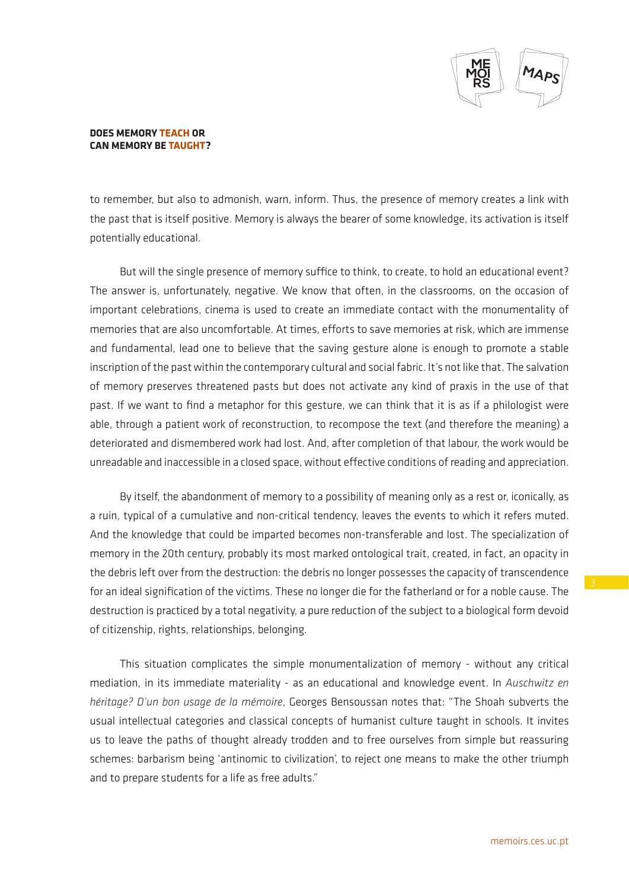to remember, but also to admonish, warn, inform. Thus, the presence of memory creates a link with the past that is itself positive. Memory is always the bearer of some knowledge, its activation is itself potentially educational.

But will the single presence of memory suffice to think, to create, to hold an educational event? The answer is, unfortunately, negative. We know that often, in the classrooms, on the occasion of important celebrations, cinema is used to create an immediate contact with the monumentality of memories that are also uncomfortable. At times, efforts to save memories at risk, which are immense and fundamental, lead one to believe that the saving gesture alone is enough to promote a stable inscription of the past within the contemporary cultural and social fabric. It's not like that. The salvation of memory preserves threatened pasts but does not activate any kind of praxis in the use of that past. If we want to find a metaphor for this gesture, we can think that it is as if a philologist were able, through a patient work of reconstruction, to recompose the text (and therefore the meaning) a deteriorated and dismembered work had lost. And, after completion of that labour, the work would be unreadable and inaccessible in a closed space, without effective conditions of reading and appreciation.

By itself, the abandonment of memory to a possibility of meaning only as a rest or, iconically, as a ruin, typical of a cumulative and non-critical tendency, leaves the events to which it refers muted. And the knowledge that could be imparted becomes non-transferable and lost. The specialization of memory in the 20th century, probably its most marked ontological trait, created, in fact, an opacity in the debris left over from the destruction: the debris no longer possesses the capacity of transcendence for an ideal signification of the victims. These no longer die for the fatherland or for a noble cause. The destruction is practiced by a total negativity, a pure reduction of the subject to a biological form devoid of citizenship, rights, relationships, belonging.

This situation complicates the simple monumentalization of memory - without any critical mediation, in its immediate materiality - as an educational and knowledge event. In *Auschwitz en héritage? D'un bon usage de la mémoire*, Georges Bensoussan notes that: "The Shoah subverts the usual intellectual categories and classical concepts of humanist culture taught in schools. It invites us to leave the paths of thought already trodden and to free ourselves from simple but reassuring schemes: barbarism being 'antinomic to civilization', to reject one means to make the other triumph and to prepare students for a life as free adults."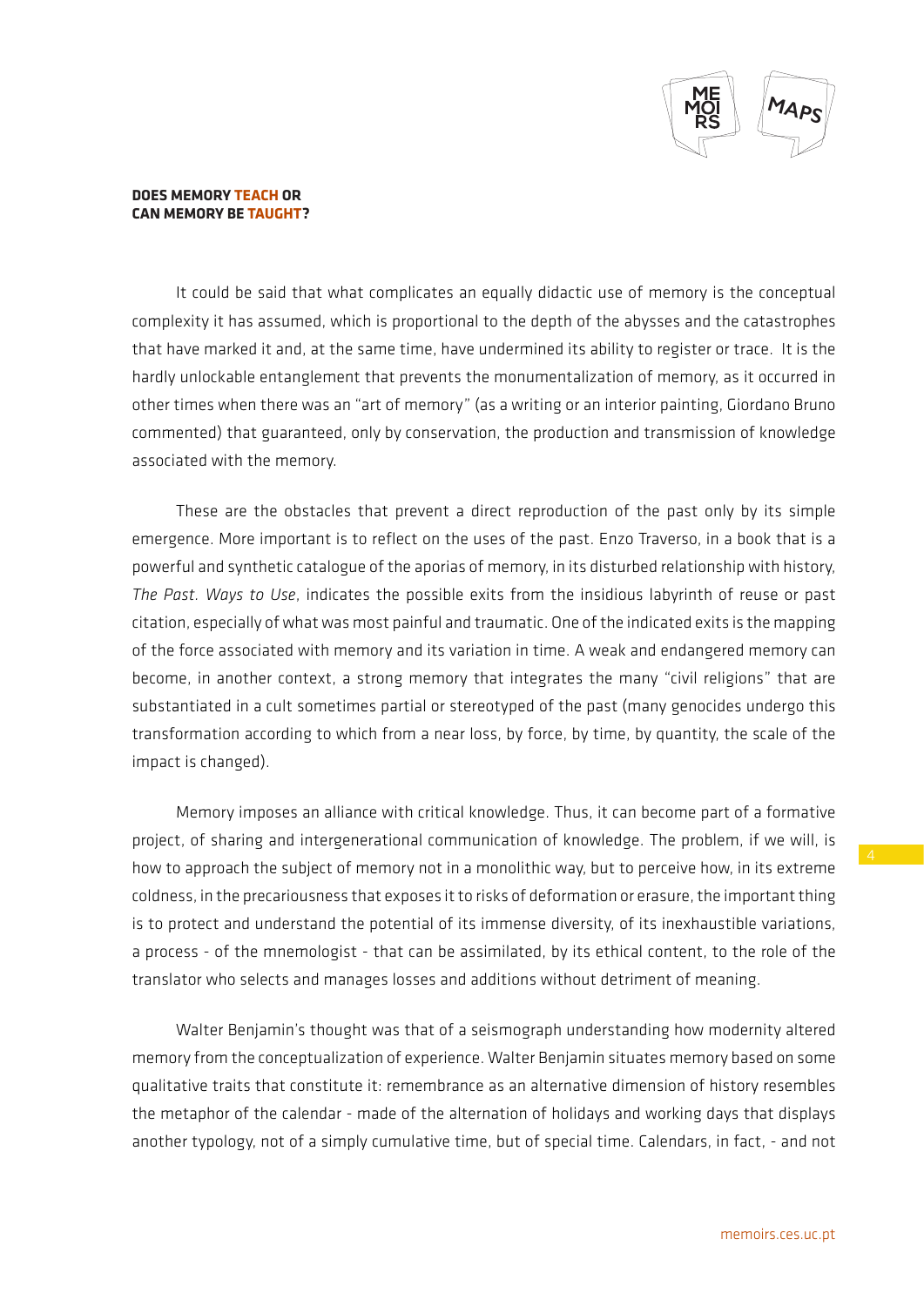**DOES MEMORY TEACH OR CAN MEMORY BE TAUGHT?**

It could be said that what complicates an equally didactic use of memory is the conceptual complexity it has assumed, which is proportional to the depth of the abysses and the catastrophes that have marked it and, at the same time, have undermined its ability to register or trace. It is the hardly unlockable entanglement that prevents the monumentalization of memory, as it occurred in other times when there was an "art of memory" (as a writing or an interior painting, Giordano Bruno commented) that guaranteed, only by conservation, the production and transmission of knowledge associated with the memory.

These are the obstacles that prevent a direct reproduction of the past only by its simple emergence. More important is to reflect on the uses of the past. Enzo Traverso, in a book that is a powerful and synthetic catalogue of the aporias of memory, in its disturbed relationship with history, *The Past. Ways to Use*, indicates the possible exits from the insidious labyrinth of reuse or past citation, especially of what was most painful and traumatic. One of the indicated exits is the mapping of the force associated with memory and its variation in time. A weak and endangered memory can become, in another context, a strong memory that integrates the many "civil religions" that are substantiated in a cult sometimes partial or stereotyped of the past (many genocides undergo this transformation according to which from a near loss, by force, by time, by quantity, the scale of the impact is changed).

Memory imposes an alliance with critical knowledge. Thus, it can become part of a formative project, of sharing and intergenerational communication of knowledge. The problem, if we will, is how to approach the subject of memory not in a monolithic way, but to perceive how, in its extreme coldness, in the precariousness that exposes it to risks of deformation or erasure, the important thing is to protect and understand the potential of its immense diversity, of its inexhaustible variations, a process - of the mnemologist - that can be assimilated, by its ethical content, to the role of the translator who selects and manages losses and additions without detriment of meaning.

Walter Benjamin's thought was that of a seismograph understanding how modernity altered memory from the conceptualization of experience. Walter Benjamin situates memory based on some qualitative traits that constitute it: remembrance as an alternative dimension of history resembles the metaphor of the calendar - made of the alternation of holidays and working days that displays another typology, not of a simply cumulative time, but of special time. Calendars, in fact, - and not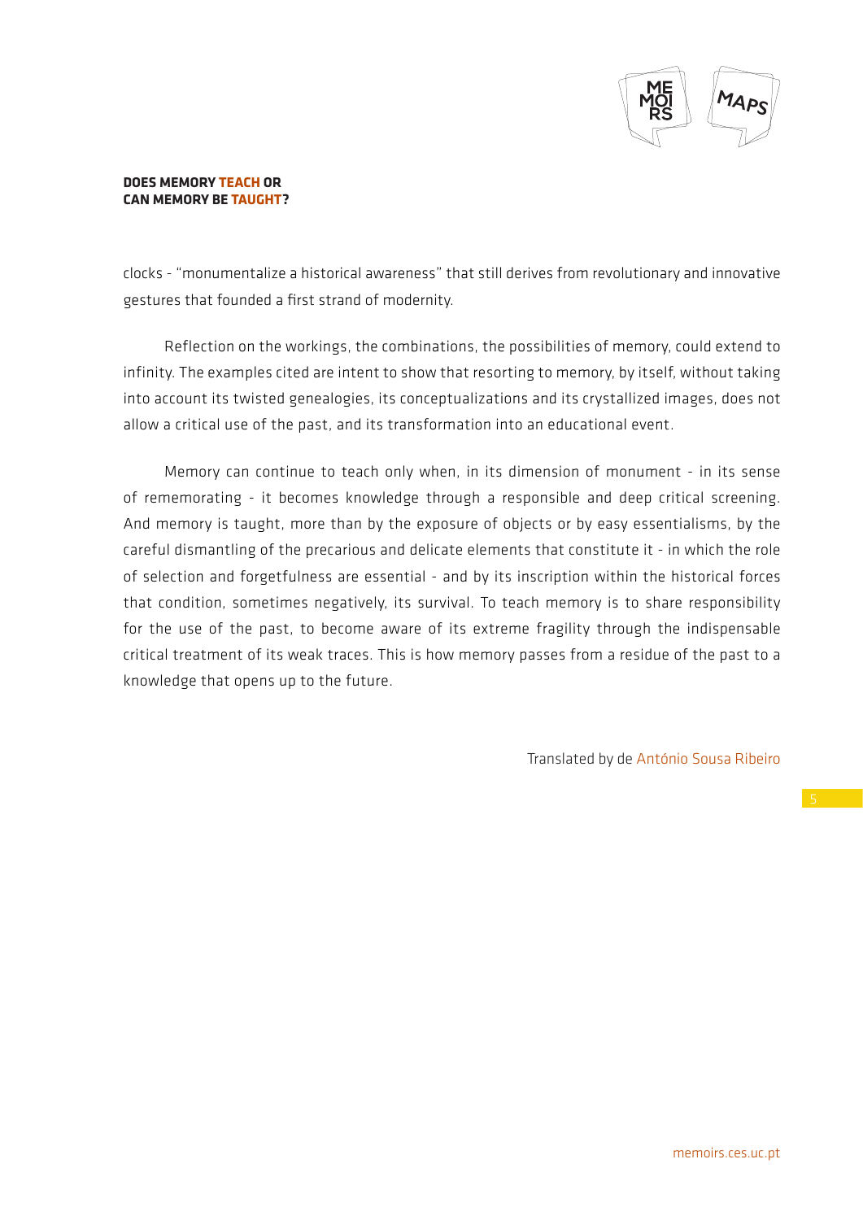clocks - "monumentalize a historical awareness" that still derives from revolutionary and innovative gestures that founded a first strand of modernity.

Reflection on the workings, the combinations, the possibilities of memory, could extend to infinity. The examples cited are intent to show that resorting to memory, by itself, without taking into account its twisted genealogies, its conceptualizations and its crystallized images, does not allow a critical use of the past, and its transformation into an educational event.

Memory can continue to teach only when, in its dimension of monument - in its sense of rememorating - it becomes knowledge through a responsible and deep critical screening. And memory is taught, more than by the exposure of objects or by easy essentialisms, by the careful dismantling of the precarious and delicate elements that constitute it - in which the role of selection and forgetfulness are essential - and by its inscription within the historical forces that condition, sometimes negatively, its survival. To teach memory is to share responsibility for the use of the past, to become aware of its extreme fragility through the indispensable critical treatment of its weak traces. This is how memory passes from a residue of the past to a knowledge that opens up to the future.

Translated by de António Sousa Ribeiro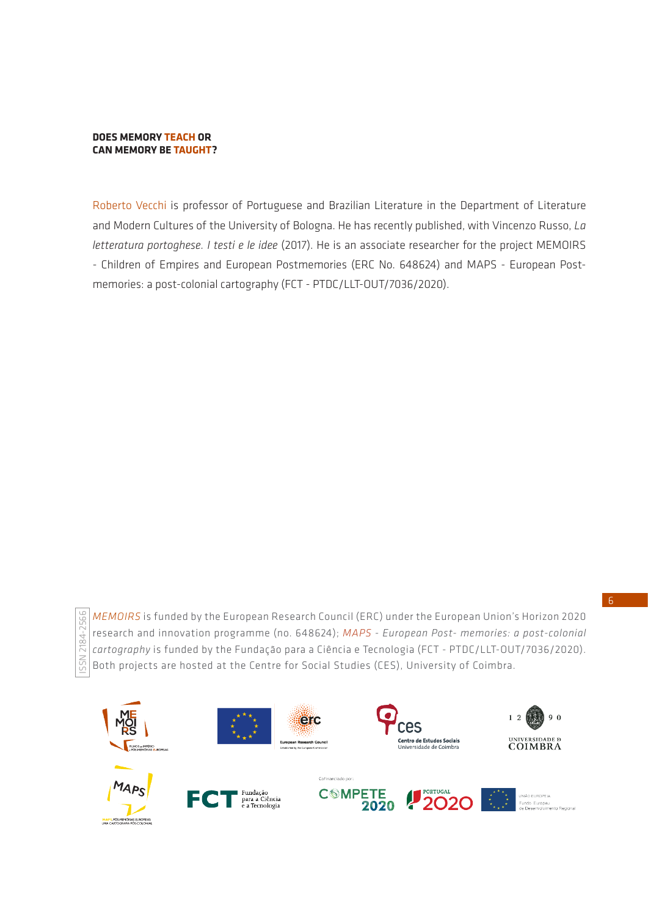**DOES MEMORY TEACH OR CAN MEMORY BE TAUGHT?**

Roberto Vecchi is professor of Portuguese and Brazilian Literature in the Department of Literature and Modern Cultures of the University of Bologna. He has recently published, with Vincenzo Russo, *La letteratura portoghese. I testi e le idee* (2017). He is an associate researcher for the project MEMOIRS - Children of Empires and European Postmemories (ERC No. 648624) and MAPS - European Post-memories: a post-colonial cartography (FCT - PTDC/LLT-OUT/7036/2020).

ISSN 2184-2566

*MEMOIRS* is funded by the European Research Council (ERC) under the European Union's Horizon 2020 research and innovation programme (no. 648624); *MAPS - European Post- memories: a post-colonial cartography* is funded by the Fundação para a Ciência e Tecnologia (FCT - PTDC/LLT-OUT/7036/2020). Both projects are hosted at the Centre for Social Studies (CES), University of Coimbra.